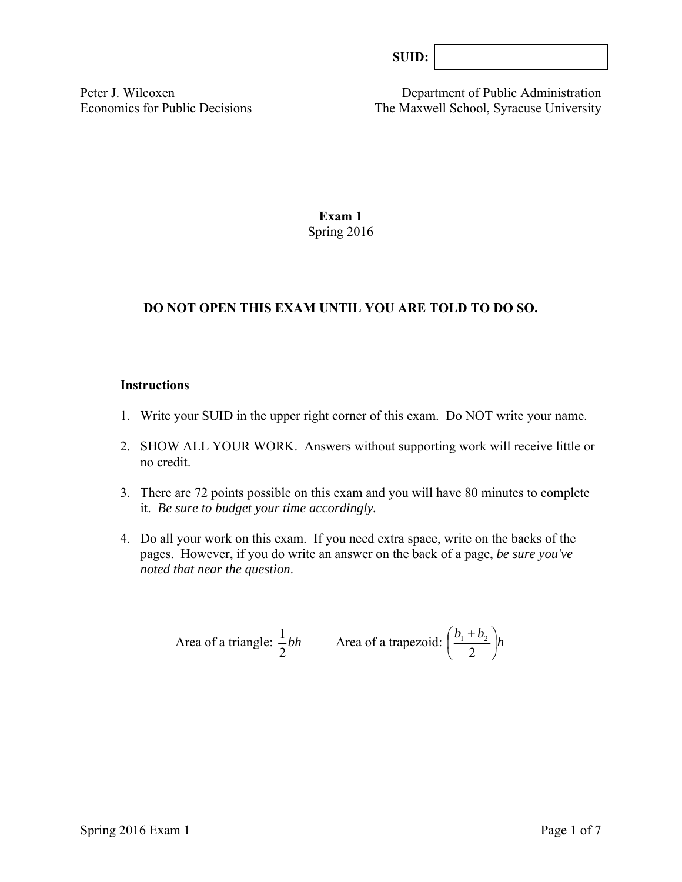**SUID:**

Peter J. Wilcoxen
Economics for Public Decisions

Department of Public Administration
The Maxwell School, Syracuse University

**Exam 1**
Spring 2016

**DO NOT OPEN THIS EXAM UNTIL YOU ARE TOLD TO DO SO.**

**Instructions**

1. Write your SUID in the upper right corner of this exam. Do NOT write your name.
2. SHOW ALL YOUR WORK. Answers without supporting work will receive little or no credit.
3. There are 72 points possible on this exam and you will have 80 minutes to complete it. *Be sure to budget your time accordingly.*
4. Do all your work on this exam. If you need extra space, write on the backs of the pages. However, if you do write an answer on the back of a page, *be sure you've noted that near the question*.

Area of a triangle: $\frac{1}{2}bh$ Area of a trapezoid: $\left(\frac{b_1 + b_2}{2}\right)h$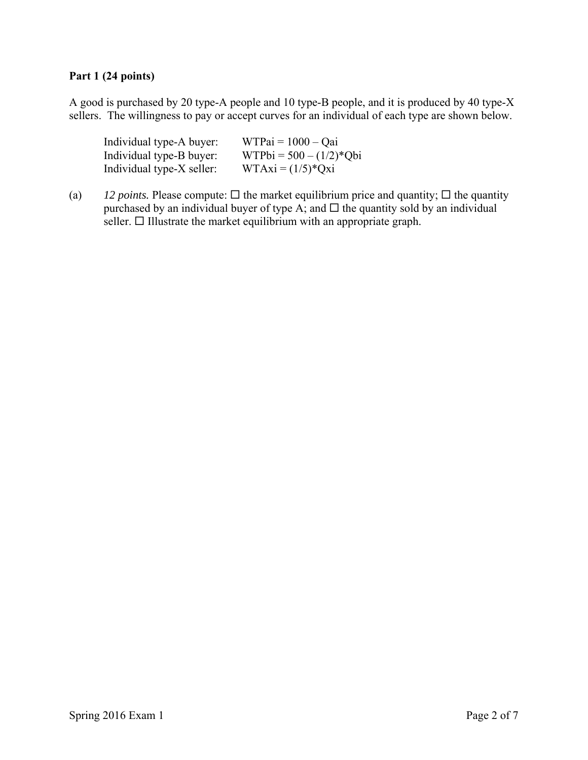**Part 1 (24 points)**

A good is purchased by 20 type-A people and 10 type-B people, and it is produced by 40 type-X sellers. The willingness to pay or accept curves for an individual of each type are shown below.

| | |
|---|---|
| Individual type-A buyer: | $WTPai = 1000 – Qai$ |
| Individual type-B buyer: | $WTPbi = 500 – (1/2)*Qbi$ |
| Individual type-X seller: | $WTAxi = (1/5)*Qxi$ |

(a) *12 points.* Please compute: ☐ the market equilibrium price and quantity; ☐ the quantity purchased by an individual buyer of type A; and ☐ the quantity sold by an individual seller. ☐ Illustrate the market equilibrium with an appropriate graph.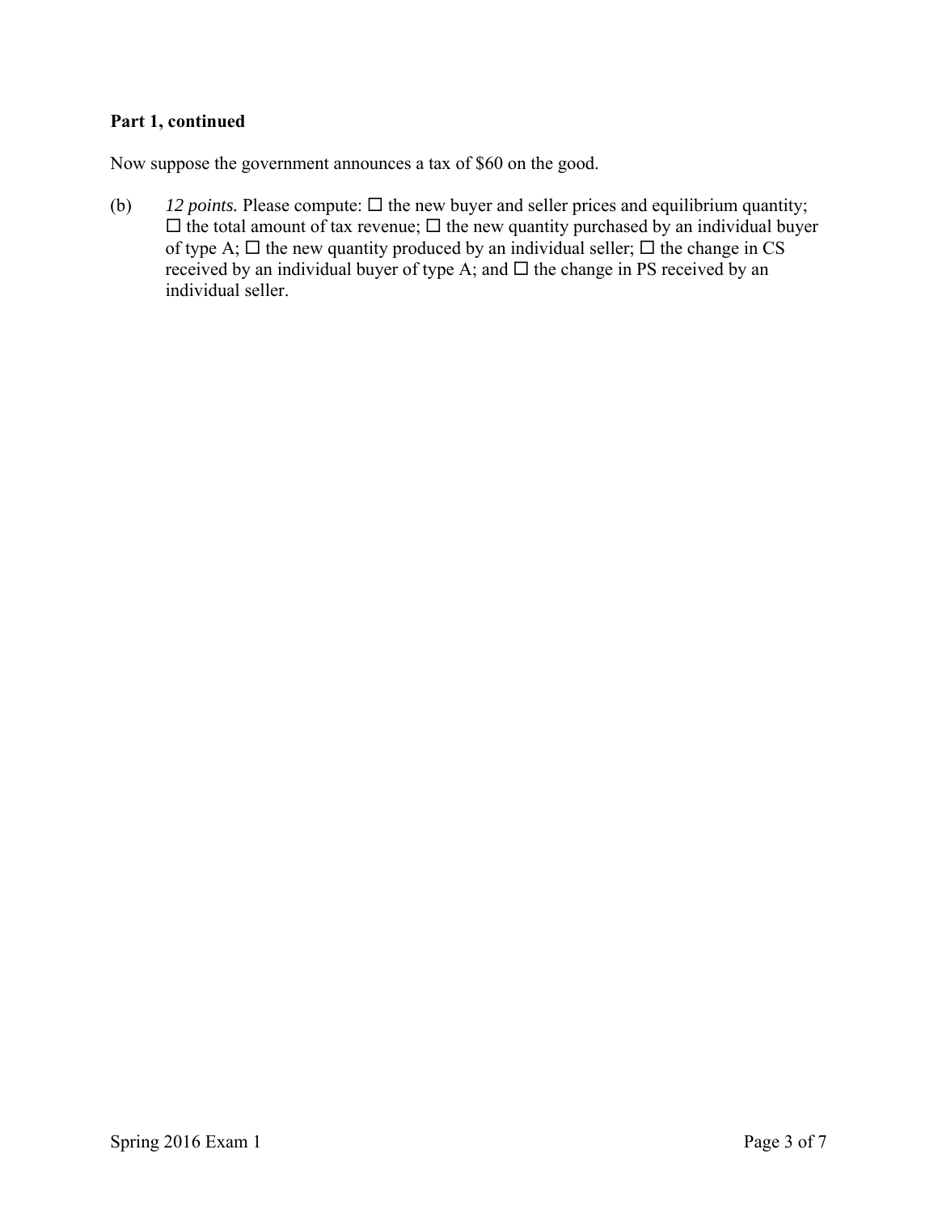**Part 1, continued**

Now suppose the government announces a tax of $60 on the good.

(b) *12 points.* Please compute: ☐ the new buyer and seller prices and equilibrium quantity; ☐ the total amount of tax revenue; ☐ the new quantity purchased by an individual buyer of type A; ☐ the new quantity produced by an individual seller; ☐ the change in CS received by an individual buyer of type A; and ☐ the change in PS received by an individual seller.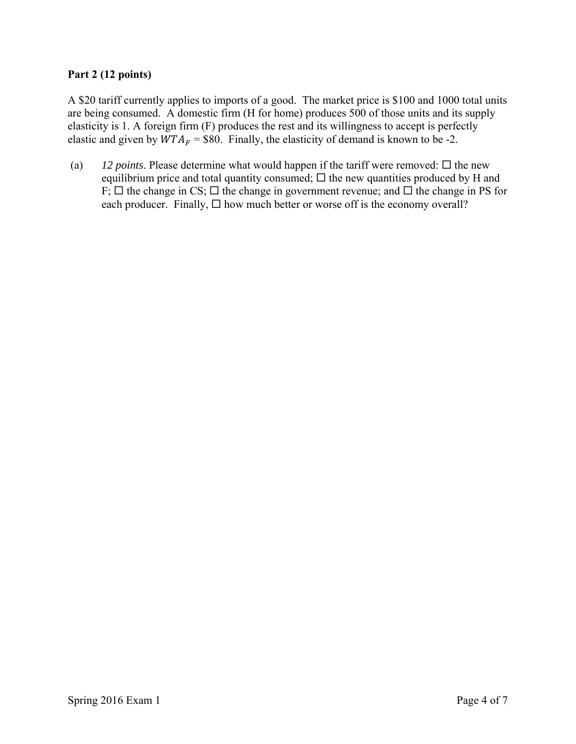**Part 2 (12 points)**

A \$20 tariff currently applies to imports of a good. The market price is \$100 and 1000 total units are being consumed. A domestic firm (H for home) produces 500 of those units and its supply elasticity is 1. A foreign firm (F) produces the rest and its willingness to accept is perfectly elastic and given by $WTA_F$ = \$80. Finally, the elasticity of demand is known to be -2.

(a) *12 points*. Please determine what would happen if the tariff were removed: ☐ the new equilibrium price and total quantity consumed; ☐ the new quantities produced by H and F; ☐ the change in CS; ☐ the change in government revenue; and ☐ the change in PS for each producer. Finally, ☐ how much better or worse off is the economy overall?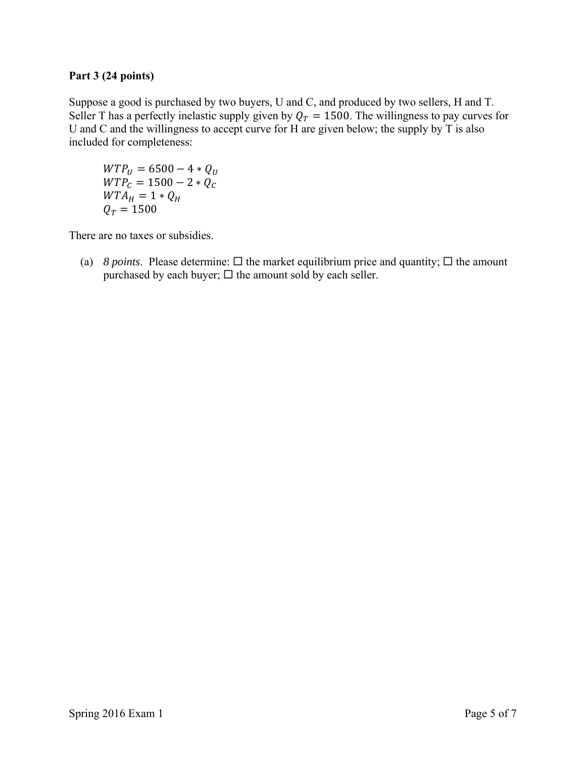**Part 3 (24 points)**

Suppose a good is purchased by two buyers, U and C, and produced by two sellers, H and T. Seller T has a perfectly inelastic supply given by $Q_T = 1500$. The willingness to pay curves for U and C and the willingness to accept curve for H are given below; the supply by T is also included for completeness:

$$WTP_U = 6500 - 4 * Q_U$$
$$WTP_C = 1500 - 2 * Q_C$$
$$WTA_H = 1 * Q_H$$
$$Q_T = 1500$$

There are no taxes or subsidies.

(a) *8 points*. Please determine: ☐ the market equilibrium price and quantity; ☐ the amount purchased by each buyer; ☐ the amount sold by each seller.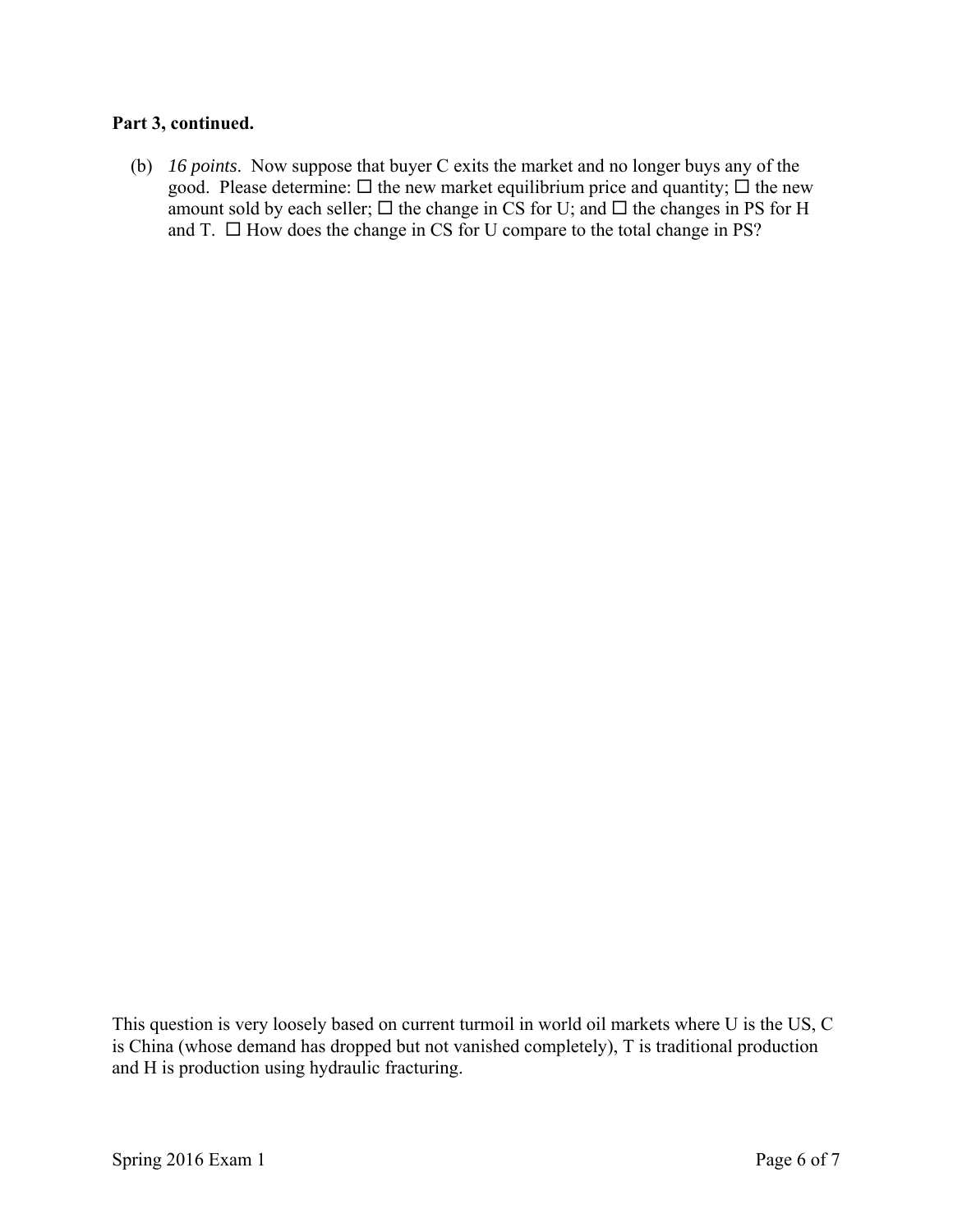**Part 3, continued.**

(b) *16 points.* Now suppose that buyer C exits the market and no longer buys any of the good. Please determine: ☐ the new market equilibrium price and quantity; ☐ the new amount sold by each seller; ☐ the change in CS for U; and ☐ the changes in PS for H and T. ☐ How does the change in CS for U compare to the total change in PS?

This question is very loosely based on current turmoil in world oil markets where U is the US, C is China (whose demand has dropped but not vanished completely), T is traditional production and H is production using hydraulic fracturing.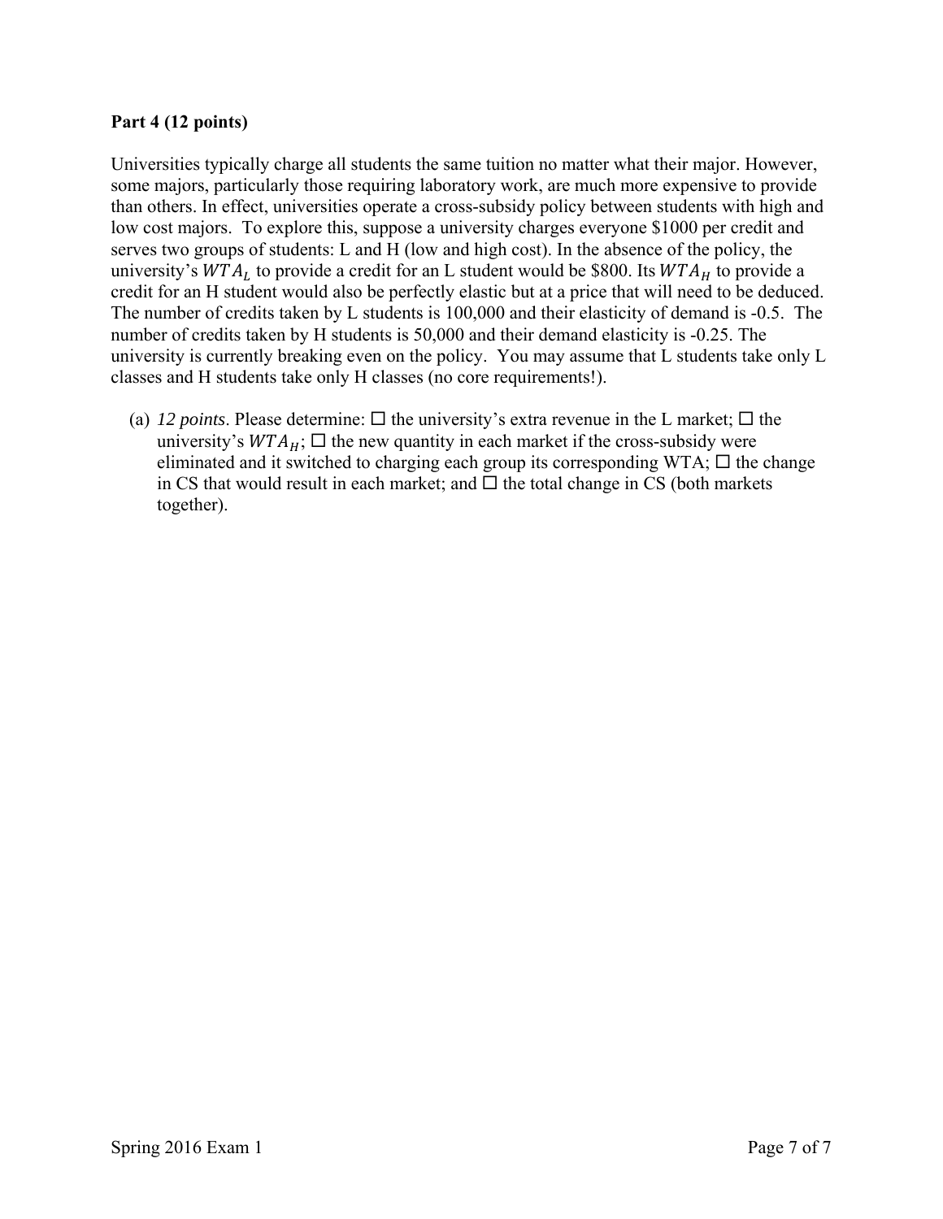**Part 4 (12 points)**

Universities typically charge all students the same tuition no matter what their major. However, some majors, particularly those requiring laboratory work, are much more expensive to provide than others. In effect, universities operate a cross-subsidy policy between students with high and low cost majors. To explore this, suppose a university charges everyone $1000 per credit and serves two groups of students: L and H (low and high cost). In the absence of the policy, the university's $WTA_L$ to provide a credit for an L student would be $800. Its $WTA_H$ to provide a credit for an H student would also be perfectly elastic but at a price that will need to be deduced. The number of credits taken by L students is 100,000 and their elasticity of demand is -0.5. The number of credits taken by H students is 50,000 and their demand elasticity is -0.25. The university is currently breaking even on the policy. You may assume that L students take only L classes and H students take only H classes (no core requirements!).

(a) *12 points*. Please determine: ☐ the university's extra revenue in the L market; ☐ the university's $WTA_H$; ☐ the new quantity in each market if the cross-subsidy were eliminated and it switched to charging each group its corresponding WTA; ☐ the change in CS that would result in each market; and ☐ the total change in CS (both markets together).